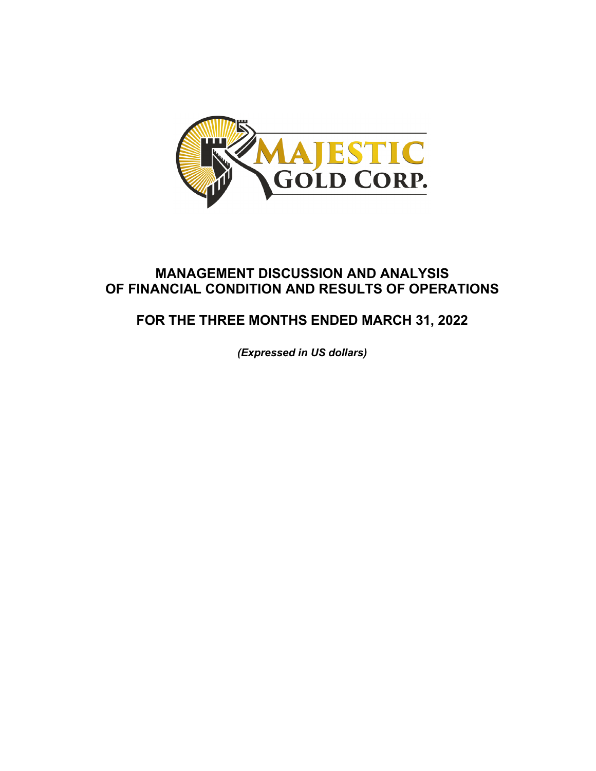# MANAGEMENT DISCUSSION AND ANALYSIS OF FINANCIAL CONDITION AND RESULTS OF OPERATIONS

## FOR THE THREE MONTHS ENDED MARCH 31, 2022

*(Expressed in US dollars)*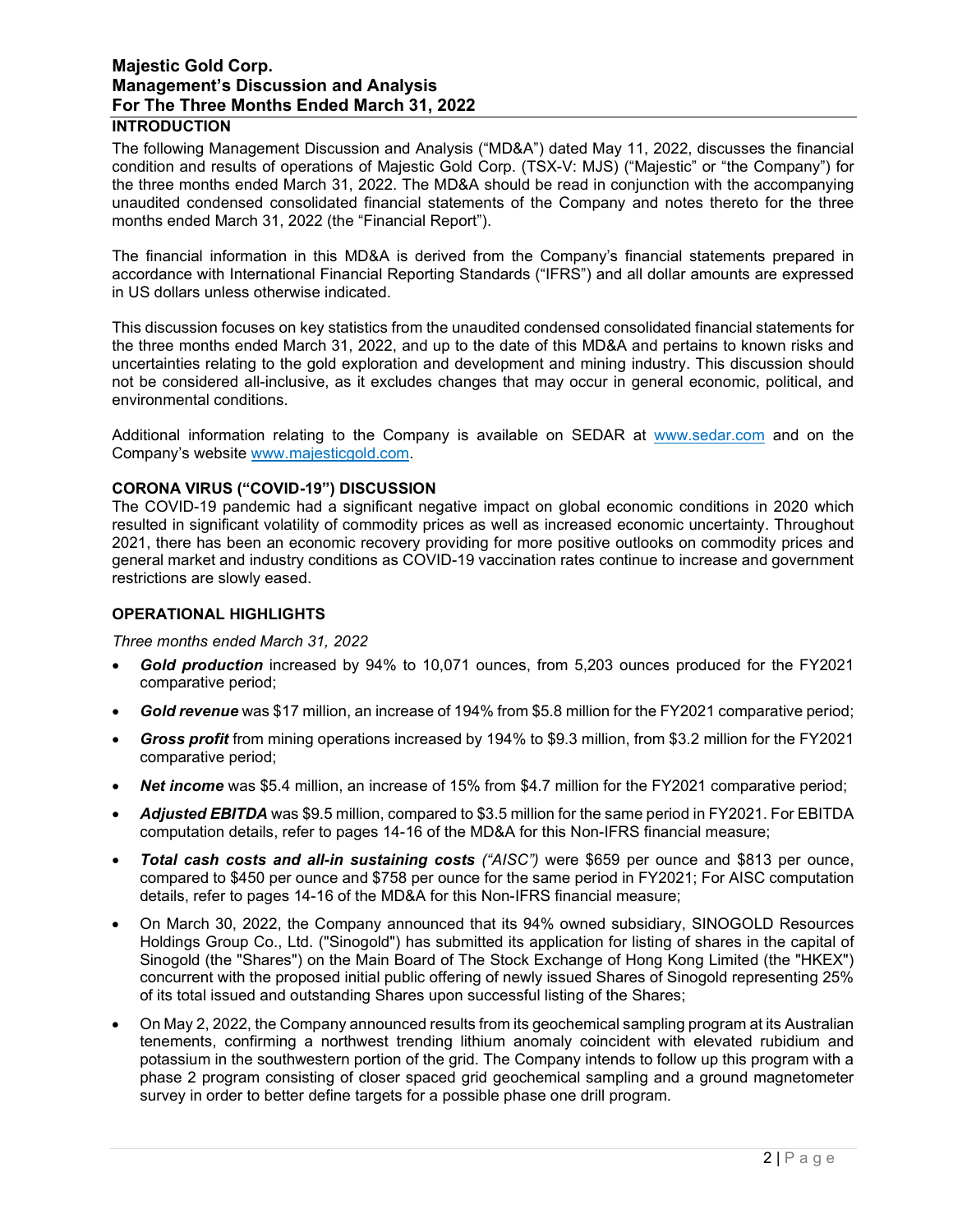## INTRODUCTION

The following Management Discussion and Analysis ("MD&A") dated May 11, 2022, discusses the financial condition and results of operations of Majestic Gold Corp. (TSX-V: MJS) ("Majestic" or "the Company") for the three months ended March 31, 2022. The MD&A should be read in conjunction with the accompanying unaudited condensed consolidated financial statements of the Company and notes thereto for the three months ended March 31, 2022 (the "Financial Report").

The financial information in this MD&A is derived from the Company's financial statements prepared in accordance with International Financial Reporting Standards ("IFRS") and all dollar amounts are expressed in US dollars unless otherwise indicated.

This discussion focuses on key statistics from the unaudited condensed consolidated financial statements for the three months ended March 31, 2022, and up to the date of this MD&A and pertains to known risks and uncertainties relating to the gold exploration and development and mining industry. This discussion should not be considered all-inclusive, as it excludes changes that may occur in general economic, political, and environmental conditions.

Additional information relating to the Company is available on SEDAR at www.sedar.com and on the Company's website www.majesticgold.com.

## CORONA VIRUS ("COVID-19") DISCUSSION

The COVID-19 pandemic had a significant negative impact on global economic conditions in 2020 which resulted in significant volatility of commodity prices as well as increased economic uncertainty. Throughout 2021, there has been an economic recovery providing for more positive outlooks on commodity prices and general market and industry conditions as COVID-19 vaccination rates continue to increase and government restrictions are slowly eased.

## OPERATIONAL HIGHLIGHTS

*Three months ended March 31, 2022*

- ***Gold production*** increased by 94% to 10,071 ounces, from 5,203 ounces produced for the FY2021 comparative period;
- ***Gold revenue*** was $17 million, an increase of 194% from $5.8 million for the FY2021 comparative period;
- ***Gross profit*** from mining operations increased by 194% to $9.3 million, from $3.2 million for the FY2021 comparative period;
- ***Net income*** was $5.4 million, an increase of 15% from $4.7 million for the FY2021 comparative period;
- ***Adjusted EBITDA*** was $9.5 million, compared to $3.5 million for the same period in FY2021. For EBITDA computation details, refer to pages 14-16 of the MD&A for this Non-IFRS financial measure;
- ***Total cash costs and all-in sustaining costs*** *("AISC")* were $659 per ounce and $813 per ounce, compared to $450 per ounce and $758 per ounce for the same period in FY2021; For AISC computation details, refer to pages 14-16 of the MD&A for this Non-IFRS financial measure;
- On March 30, 2022, the Company announced that its 94% owned subsidiary, SINOGOLD Resources Holdings Group Co., Ltd. ("Sinogold") has submitted its application for listing of shares in the capital of Sinogold (the "Shares") on the Main Board of The Stock Exchange of Hong Kong Limited (the "HKEX") concurrent with the proposed initial public offering of newly issued Shares of Sinogold representing 25% of its total issued and outstanding Shares upon successful listing of the Shares;
- On May 2, 2022, the Company announced results from its geochemical sampling program at its Australian tenements, confirming a northwest trending lithium anomaly coincident with elevated rubidium and potassium in the southwestern portion of the grid. The Company intends to follow up this program with a phase 2 program consisting of closer spaced grid geochemical sampling and a ground magnetometer survey in order to better define targets for a possible phase one drill program.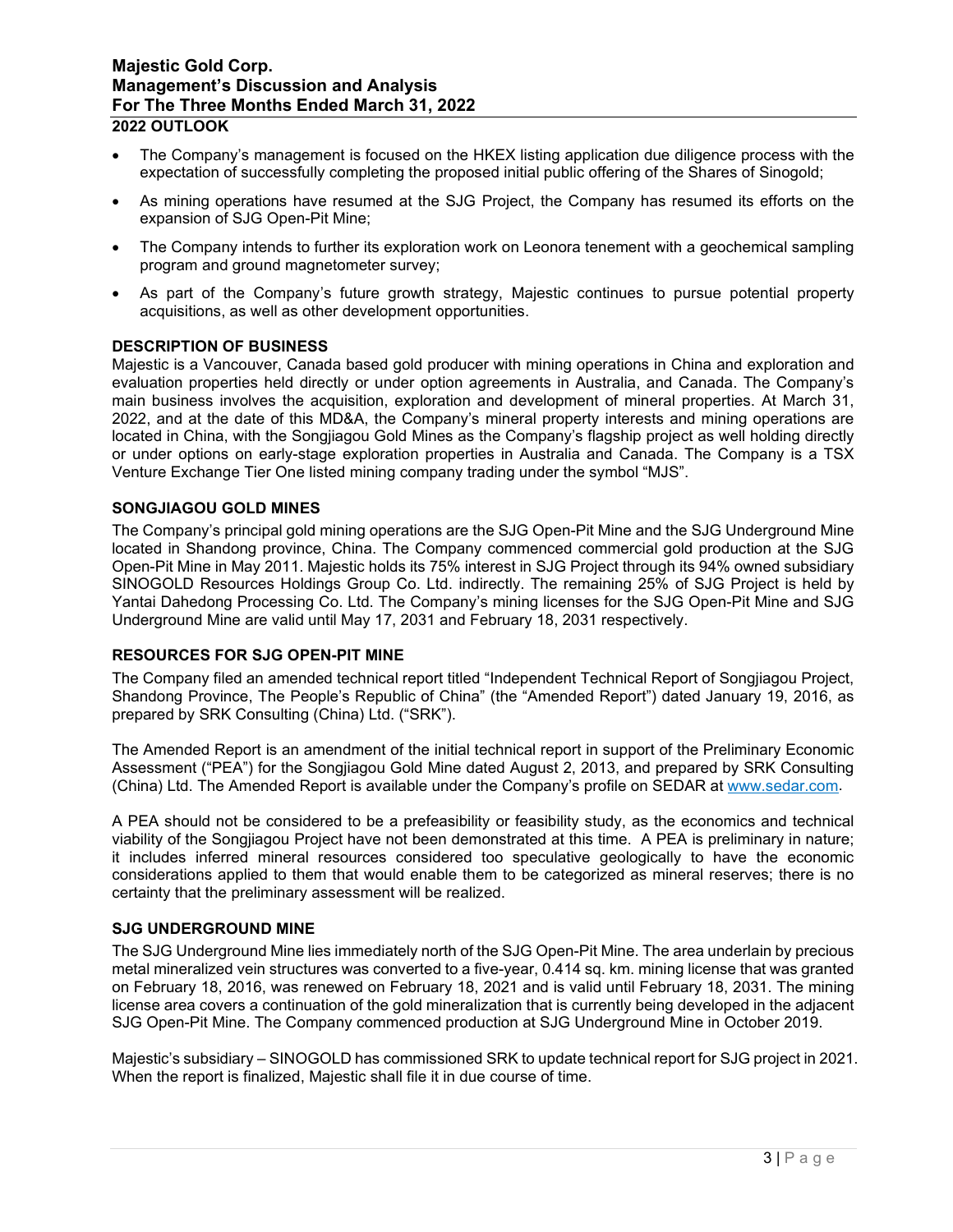## 2022 OUTLOOK

- The Company's management is focused on the HKEX listing application due diligence process with the expectation of successfully completing the proposed initial public offering of the Shares of Sinogold;
- As mining operations have resumed at the SJG Project, the Company has resumed its efforts on the expansion of SJG Open-Pit Mine;
- The Company intends to further its exploration work on Leonora tenement with a geochemical sampling program and ground magnetometer survey;
- As part of the Company's future growth strategy, Majestic continues to pursue potential property acquisitions, as well as other development opportunities.

## DESCRIPTION OF BUSINESS

Majestic is a Vancouver, Canada based gold producer with mining operations in China and exploration and evaluation properties held directly or under option agreements in Australia, and Canada. The Company's main business involves the acquisition, exploration and development of mineral properties. At March 31, 2022, and at the date of this MD&A, the Company's mineral property interests and mining operations are located in China, with the Songjiagou Gold Mines as the Company's flagship project as well holding directly or under options on early-stage exploration properties in Australia and Canada. The Company is a TSX Venture Exchange Tier One listed mining company trading under the symbol "MJS".

## SONGJIAGOU GOLD MINES

The Company's principal gold mining operations are the SJG Open-Pit Mine and the SJG Underground Mine located in Shandong province, China. The Company commenced commercial gold production at the SJG Open-Pit Mine in May 2011. Majestic holds its 75% interest in SJG Project through its 94% owned subsidiary SINOGOLD Resources Holdings Group Co. Ltd. indirectly. The remaining 25% of SJG Project is held by Yantai Dahedong Processing Co. Ltd. The Company's mining licenses for the SJG Open-Pit Mine and SJG Underground Mine are valid until May 17, 2031 and February 18, 2031 respectively.

## RESOURCES FOR SJG OPEN-PIT MINE

The Company filed an amended technical report titled "Independent Technical Report of Songjiagou Project, Shandong Province, The People's Republic of China" (the "Amended Report") dated January 19, 2016, as prepared by SRK Consulting (China) Ltd. ("SRK").

The Amended Report is an amendment of the initial technical report in support of the Preliminary Economic Assessment ("PEA") for the Songjiagou Gold Mine dated August 2, 2013, and prepared by SRK Consulting (China) Ltd. The Amended Report is available under the Company's profile on SEDAR at www.sedar.com.

A PEA should not be considered to be a prefeasibility or feasibility study, as the economics and technical viability of the Songjiagou Project have not been demonstrated at this time. A PEA is preliminary in nature; it includes inferred mineral resources considered too speculative geologically to have the economic considerations applied to them that would enable them to be categorized as mineral reserves; there is no certainty that the preliminary assessment will be realized.

## SJG UNDERGROUND MINE

The SJG Underground Mine lies immediately north of the SJG Open-Pit Mine. The area underlain by precious metal mineralized vein structures was converted to a five-year, 0.414 sq. km. mining license that was granted on February 18, 2016, was renewed on February 18, 2021 and is valid until February 18, 2031. The mining license area covers a continuation of the gold mineralization that is currently being developed in the adjacent SJG Open-Pit Mine. The Company commenced production at SJG Underground Mine in October 2019.

Majestic's subsidiary – SINOGOLD has commissioned SRK to update technical report for SJG project in 2021. When the report is finalized, Majestic shall file it in due course of time.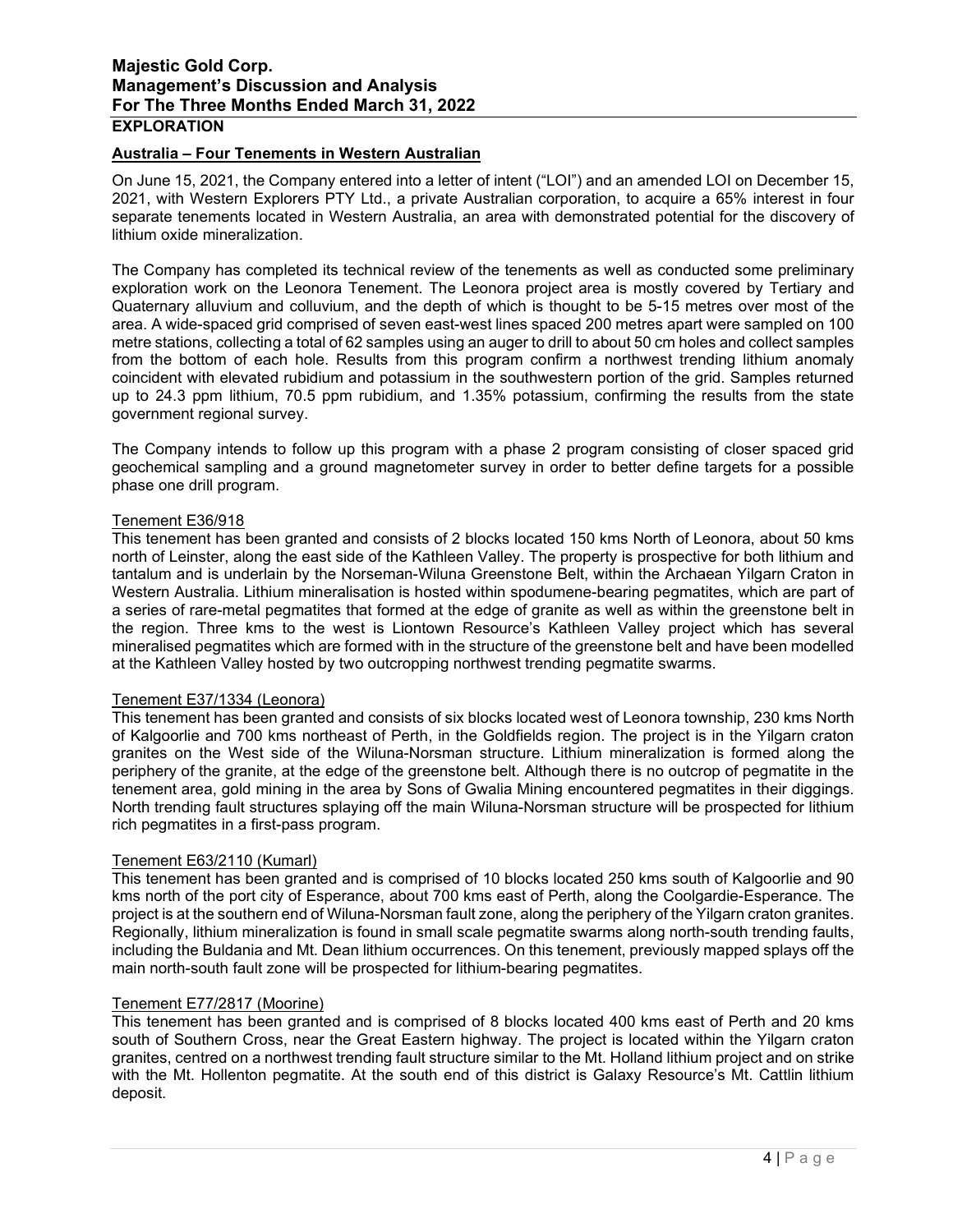## EXPLORATION

### Australia – Four Tenements in Western Australian

On June 15, 2021, the Company entered into a letter of intent ("LOI") and an amended LOI on December 15, 2021, with Western Explorers PTY Ltd., a private Australian corporation, to acquire a 65% interest in four separate tenements located in Western Australia, an area with demonstrated potential for the discovery of lithium oxide mineralization.

The Company has completed its technical review of the tenements as well as conducted some preliminary exploration work on the Leonora Tenement. The Leonora project area is mostly covered by Tertiary and Quaternary alluvium and colluvium, and the depth of which is thought to be 5-15 metres over most of the area. A wide-spaced grid comprised of seven east-west lines spaced 200 metres apart were sampled on 100 metre stations, collecting a total of 62 samples using an auger to drill to about 50 cm holes and collect samples from the bottom of each hole. Results from this program confirm a northwest trending lithium anomaly coincident with elevated rubidium and potassium in the southwestern portion of the grid. Samples returned up to 24.3 ppm lithium, 70.5 ppm rubidium, and 1.35% potassium, confirming the results from the state government regional survey.

The Company intends to follow up this program with a phase 2 program consisting of closer spaced grid geochemical sampling and a ground magnetometer survey in order to better define targets for a possible phase one drill program.

#### Tenement E36/918

This tenement has been granted and consists of 2 blocks located 150 kms North of Leonora, about 50 kms north of Leinster, along the east side of the Kathleen Valley. The property is prospective for both lithium and tantalum and is underlain by the Norseman-Wiluna Greenstone Belt, within the Archaean Yilgarn Craton in Western Australia. Lithium mineralisation is hosted within spodumene-bearing pegmatites, which are part of a series of rare-metal pegmatites that formed at the edge of granite as well as within the greenstone belt in the region. Three kms to the west is Liontown Resource's Kathleen Valley project which has several mineralised pegmatites which are formed with in the structure of the greenstone belt and have been modelled at the Kathleen Valley hosted by two outcropping northwest trending pegmatite swarms.

#### Tenement E37/1334 (Leonora)

This tenement has been granted and consists of six blocks located west of Leonora township, 230 kms North of Kalgoorlie and 700 kms northeast of Perth, in the Goldfields region. The project is in the Yilgarn craton granites on the West side of the Wiluna-Norsman structure. Lithium mineralization is formed along the periphery of the granite, at the edge of the greenstone belt. Although there is no outcrop of pegmatite in the tenement area, gold mining in the area by Sons of Gwalia Mining encountered pegmatites in their diggings. North trending fault structures splaying off the main Wiluna-Norsman structure will be prospected for lithium rich pegmatites in a first-pass program.

#### Tenement E63/2110 (Kumarl)

This tenement has been granted and is comprised of 10 blocks located 250 kms south of Kalgoorlie and 90 kms north of the port city of Esperance, about 700 kms east of Perth, along the Coolgardie-Esperance. The project is at the southern end of Wiluna-Norsman fault zone, along the periphery of the Yilgarn craton granites. Regionally, lithium mineralization is found in small scale pegmatite swarms along north-south trending faults, including the Buldania and Mt. Dean lithium occurrences. On this tenement, previously mapped splays off the main north-south fault zone will be prospected for lithium-bearing pegmatites.

#### Tenement E77/2817 (Moorine)

This tenement has been granted and is comprised of 8 blocks located 400 kms east of Perth and 20 kms south of Southern Cross, near the Great Eastern highway. The project is located within the Yilgarn craton granites, centred on a northwest trending fault structure similar to the Mt. Holland lithium project and on strike with the Mt. Hollenton pegmatite. At the south end of this district is Galaxy Resource's Mt. Cattlin lithium deposit.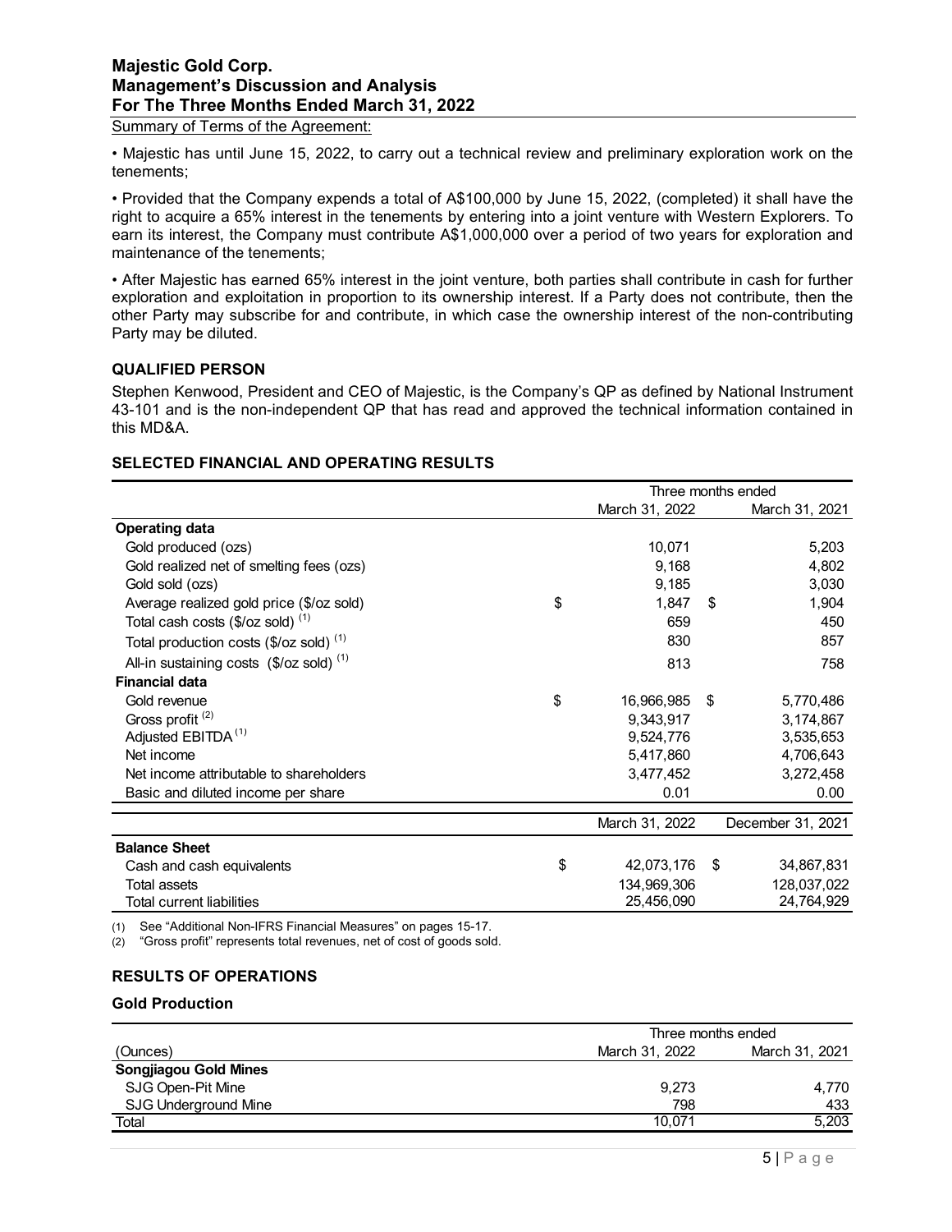Summary of Terms of the Agreement:

• Majestic has until June 15, 2022, to carry out a technical review and preliminary exploration work on the tenements;

• Provided that the Company expends a total of A$100,000 by June 15, 2022, (completed) it shall have the right to acquire a 65% interest in the tenements by entering into a joint venture with Western Explorers. To earn its interest, the Company must contribute A$1,000,000 over a period of two years for exploration and maintenance of the tenements;

• After Majestic has earned 65% interest in the joint venture, both parties shall contribute in cash for further exploration and exploitation in proportion to its ownership interest. If a Party does not contribute, then the other Party may subscribe for and contribute, in which case the ownership interest of the non-contributing Party may be diluted.

## QUALIFIED PERSON

Stephen Kenwood, President and CEO of Majestic, is the Company's QP as defined by National Instrument 43-101 and is the non-independent QP that has read and approved the technical information contained in this MD&A.

## SELECTED FINANCIAL AND OPERATING RESULTS

| | Three months ended | |
|---|---|---|
| | March 31, 2022 | March 31, 2021 |
| **Operating data** | | |
| Gold produced (ozs) | 10,071 | 5,203 |
| Gold realized net of smelting fees (ozs) | 9,168 | 4,802 |
| Gold sold (ozs) | 9,185 | 3,030 |
| Average realized gold price ($/oz sold) | $ 1,847 | $ 1,904 |
| Total cash costs ($/oz sold) (1) | 659 | 450 |
| Total production costs ($/oz sold) (1) | 830 | 857 |
| All-in sustaining costs ($/oz sold) (1) | 813 | 758 |
| **Financial data** | | |
| Gold revenue | $ 16,966,985 | $ 5,770,486 |
| Gross profit (2) | 9,343,917 | 3,174,867 |
| Adjusted EBITDA (1) | 9,524,776 | 3,535,653 |
| Net income | 5,417,860 | 4,706,643 |
| Net income attributable to shareholders | 3,477,452 | 3,272,458 |
| Basic and diluted income per share | 0.01 | 0.00 |

| | March 31, 2022 | December 31, 2021 |
|---|---|---|
| **Balance Sheet** | | |
| Cash and cash equivalents | $ 42,073,176 | $ 34,867,831 |
| Total assets | 134,969,306 | 128,037,022 |
| Total current liabilities | 25,456,090 | 24,764,929 |

(1) See "Additional Non-IFRS Financial Measures" on pages 15-17.
(2) "Gross profit" represents total revenues, net of cost of goods sold.

## RESULTS OF OPERATIONS

### Gold Production

| | Three months ended | |
|---|---|---|
| (Ounces) | March 31, 2022 | March 31, 2021 |
| **Songjiagou Gold Mines** | | |
| SJG Open-Pit Mine | 9,273 | 4,770 |
| SJG Underground Mine | 798 | 433 |
| Total | 10,071 | 5,203 |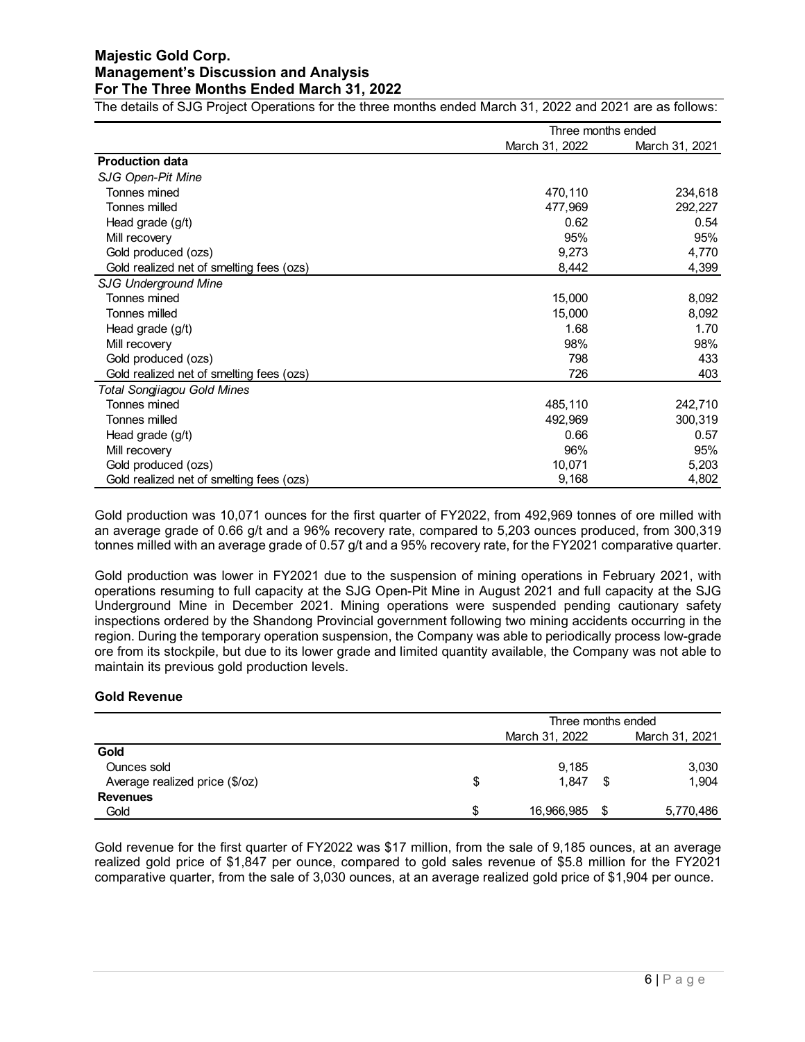The details of SJG Project Operations for the three months ended March 31, 2022 and 2021 are as follows:

| | Three months ended | |
|---|---|---|
| | March 31, 2022 | March 31, 2021 |
| **Production data** | | |
| *SJG Open-Pit Mine* | | |
| Tonnes mined | 470,110 | 234,618 |
| Tonnes milled | 477,969 | 292,227 |
| Head grade (g/t) | 0.62 | 0.54 |
| Mill recovery | 95% | 95% |
| Gold produced (ozs) | 9,273 | 4,770 |
| Gold realized net of smelting fees (ozs) | 8,442 | 4,399 |
| *SJG Underground Mine* | | |
| Tonnes mined | 15,000 | 8,092 |
| Tonnes milled | 15,000 | 8,092 |
| Head grade (g/t) | 1.68 | 1.70 |
| Mill recovery | 98% | 98% |
| Gold produced (ozs) | 798 | 433 |
| Gold realized net of smelting fees (ozs) | 726 | 403 |
| *Total Songjiagou Gold Mines* | | |
| Tonnes mined | 485,110 | 242,710 |
| Tonnes milled | 492,969 | 300,319 |
| Head grade (g/t) | 0.66 | 0.57 |
| Mill recovery | 96% | 95% |
| Gold produced (ozs) | 10,071 | 5,203 |
| Gold realized net of smelting fees (ozs) | 9,168 | 4,802 |

Gold production was 10,071 ounces for the first quarter of FY2022, from 492,969 tonnes of ore milled with an average grade of 0.66 g/t and a 96% recovery rate, compared to 5,203 ounces produced, from 300,319 tonnes milled with an average grade of 0.57 g/t and a 95% recovery rate, for the FY2021 comparative quarter.

Gold production was lower in FY2021 due to the suspension of mining operations in February 2021, with operations resuming to full capacity at the SJG Open-Pit Mine in August 2021 and full capacity at the SJG Underground Mine in December 2021. Mining operations were suspended pending cautionary safety inspections ordered by the Shandong Provincial government following two mining accidents occurring in the region. During the temporary operation suspension, the Company was able to periodically process low-grade ore from its stockpile, but due to its lower grade and limited quantity available, the Company was not able to maintain its previous gold production levels.

### Gold Revenue

| | Three months ended | |
|---|---|---|
| | March 31, 2022 | March 31, 2021 |
| **Gold** | | |
| Ounces sold | 9,185 | 3,030 |
| Average realized price ($/oz) | $ 1,847 | $ 1,904 |
| **Revenues** | | |
| Gold | $ 16,966,985 | $ 5,770,486 |

Gold revenue for the first quarter of FY2022 was $17 million, from the sale of 9,185 ounces, at an average realized gold price of $1,847 per ounce, compared to gold sales revenue of $5.8 million for the FY2021 comparative quarter, from the sale of 3,030 ounces, at an average realized gold price of $1,904 per ounce.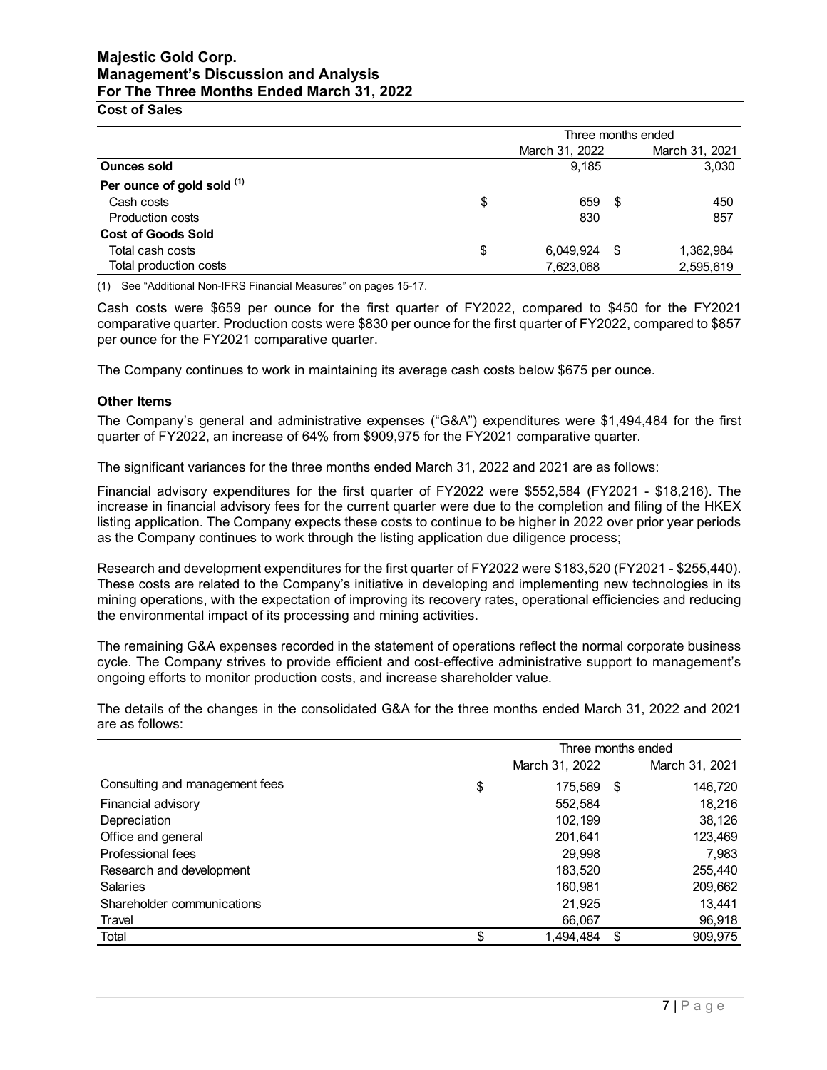## Cost of Sales

| | Three months ended | |
|---|---|---|
| | March 31, 2022 | March 31, 2021 |
| **Ounces sold** | 9,185 | 3,030 |
| **Per ounce of gold sold** [(1)] | | |
| Cash costs | $ 659 | $ 450 |
| Production costs | 830 | 857 |
| **Cost of Goods Sold** | | |
| Total cash costs | $ 6,049,924 | $ 1,362,984 |
| Total production costs | 7,623,068 | 2,595,619 |

(1) See "Additional Non-IFRS Financial Measures" on pages 15-17.

Cash costs were $659 per ounce for the first quarter of FY2022, compared to $450 for the FY2021 comparative quarter. Production costs were $830 per ounce for the first quarter of FY2022, compared to $857 per ounce for the FY2021 comparative quarter.

The Company continues to work in maintaining its average cash costs below $675 per ounce.

### Other Items

The Company's general and administrative expenses ("G&A") expenditures were $1,494,484 for the first quarter of FY2022, an increase of 64% from $909,975 for the FY2021 comparative quarter.

The significant variances for the three months ended March 31, 2022 and 2021 are as follows:

Financial advisory expenditures for the first quarter of FY2022 were $552,584 (FY2021 - $18,216). The increase in financial advisory fees for the current quarter were due to the completion and filing of the HKEX listing application. The Company expects these costs to continue to be higher in 2022 over prior year periods as the Company continues to work through the listing application due diligence process;

Research and development expenditures for the first quarter of FY2022 were $183,520 (FY2021 - $255,440). These costs are related to the Company's initiative in developing and implementing new technologies in its mining operations, with the expectation of improving its recovery rates, operational efficiencies and reducing the environmental impact of its processing and mining activities.

The remaining G&A expenses recorded in the statement of operations reflect the normal corporate business cycle. The Company strives to provide efficient and cost-effective administrative support to management's ongoing efforts to monitor production costs, and increase shareholder value.

The details of the changes in the consolidated G&A for the three months ended March 31, 2022 and 2021 are as follows:

| | Three months ended | |
|---|---|---|
| | March 31, 2022 | March 31, 2021 |
| Consulting and management fees | $ 175,569 | $ 146,720 |
| Financial advisory | 552,584 | 18,216 |
| Depreciation | 102,199 | 38,126 |
| Office and general | 201,641 | 123,469 |
| Professional fees | 29,998 | 7,983 |
| Research and development | 183,520 | 255,440 |
| Salaries | 160,981 | 209,662 |
| Shareholder communications | 21,925 | 13,441 |
| Travel | 66,067 | 96,918 |
| Total | $ 1,494,484 | $ 909,975 |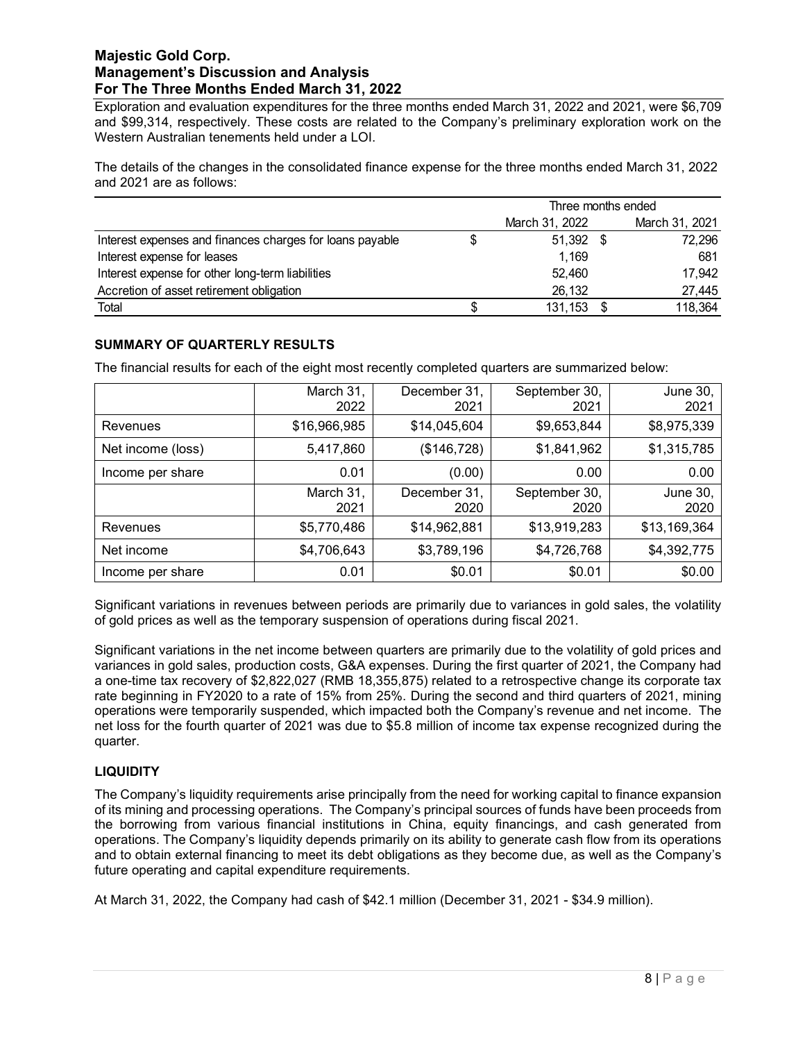Exploration and evaluation expenditures for the three months ended March 31, 2022 and 2021, were $6,709 and $99,314, respectively. These costs are related to the Company's preliminary exploration work on the Western Australian tenements held under a LOI.

The details of the changes in the consolidated finance expense for the three months ended March 31, 2022 and 2021 are as follows:

| | Three months ended | |
|---|---|---|
| | March 31, 2022 | March 31, 2021 |
| Interest expenses and finances charges for loans payable | $ 51,392 | $ 72,296 |
| Interest expense for leases | 1,169 | 681 |
| Interest expense for other long-term liabilities | 52,460 | 17,942 |
| Accretion of asset retirement obligation | 26,132 | 27,445 |
| Total | $ 131,153 | $ 118,364 |

## SUMMARY OF QUARTERLY RESULTS

The financial results for each of the eight most recently completed quarters are summarized below:

| | March 31, 2022 | December 31, 2021 | September 30, 2021 | June 30, 2021 |
|---|---|---|---|---|
| Revenues | $16,966,985 | $14,045,604 | $9,653,844 | $8,975,339 |
| Net income (loss) | 5,417,860 | ($146,728) | $1,841,962 | $1,315,785 |
| Income per share | 0.01 | (0.00) | 0.00 | 0.00 |
| | March 31, 2021 | December 31, 2020 | September 30, 2020 | June 30, 2020 |
| Revenues | $5,770,486 | $14,962,881 | $13,919,283 | $13,169,364 |
| Net income | $4,706,643 | $3,789,196 | $4,726,768 | $4,392,775 |
| Income per share | 0.01 | $0.01 | $0.01 | $0.00 |

Significant variations in revenues between periods are primarily due to variances in gold sales, the volatility of gold prices as well as the temporary suspension of operations during fiscal 2021.

Significant variations in the net income between quarters are primarily due to the volatility of gold prices and variances in gold sales, production costs, G&A expenses. During the first quarter of 2021, the Company had a one-time tax recovery of $2,822,027 (RMB 18,355,875) related to a retrospective change its corporate tax rate beginning in FY2020 to a rate of 15% from 25%. During the second and third quarters of 2021, mining operations were temporarily suspended, which impacted both the Company's revenue and net income. The net loss for the fourth quarter of 2021 was due to $5.8 million of income tax expense recognized during the quarter.

## LIQUIDITY

The Company's liquidity requirements arise principally from the need for working capital to finance expansion of its mining and processing operations. The Company's principal sources of funds have been proceeds from the borrowing from various financial institutions in China, equity financings, and cash generated from operations. The Company's liquidity depends primarily on its ability to generate cash flow from its operations and to obtain external financing to meet its debt obligations as they become due, as well as the Company's future operating and capital expenditure requirements.

At March 31, 2022, the Company had cash of $42.1 million (December 31, 2021 - $34.9 million).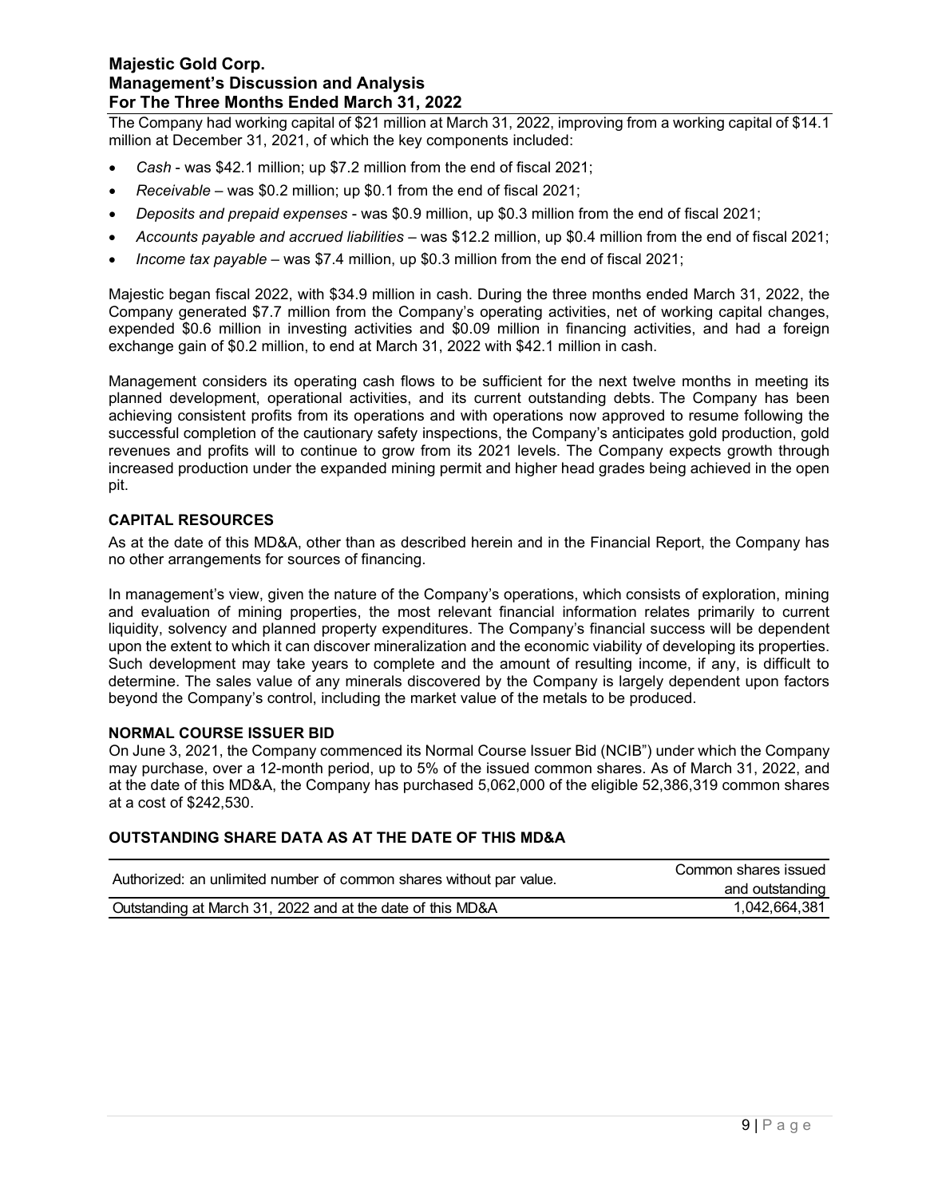The Company had working capital of $21 million at March 31, 2022, improving from a working capital of $14.1 million at December 31, 2021, of which the key components included:

- *Cash* - was $42.1 million; up $7.2 million from the end of fiscal 2021;
- *Receivable* – was $0.2 million; up $0.1 from the end of fiscal 2021;
- *Deposits and prepaid expenses* - was $0.9 million, up $0.3 million from the end of fiscal 2021;
- *Accounts payable and accrued liabilities* – was $12.2 million, up $0.4 million from the end of fiscal 2021;
- *Income tax payable* – was $7.4 million, up $0.3 million from the end of fiscal 2021;

Majestic began fiscal 2022, with $34.9 million in cash. During the three months ended March 31, 2022, the Company generated $7.7 million from the Company's operating activities, net of working capital changes, expended $0.6 million in investing activities and $0.09 million in financing activities, and had a foreign exchange gain of $0.2 million, to end at March 31, 2022 with $42.1 million in cash.

Management considers its operating cash flows to be sufficient for the next twelve months in meeting its planned development, operational activities, and its current outstanding debts. The Company has been achieving consistent profits from its operations and with operations now approved to resume following the successful completion of the cautionary safety inspections, the Company's anticipates gold production, gold revenues and profits will to continue to grow from its 2021 levels. The Company expects growth through increased production under the expanded mining permit and higher head grades being achieved in the open pit.

## CAPITAL RESOURCES

As at the date of this MD&A, other than as described herein and in the Financial Report, the Company has no other arrangements for sources of financing.

In management's view, given the nature of the Company's operations, which consists of exploration, mining and evaluation of mining properties, the most relevant financial information relates primarily to current liquidity, solvency and planned property expenditures. The Company's financial success will be dependent upon the extent to which it can discover mineralization and the economic viability of developing its properties. Such development may take years to complete and the amount of resulting income, if any, is difficult to determine. The sales value of any minerals discovered by the Company is largely dependent upon factors beyond the Company's control, including the market value of the metals to be produced.

## NORMAL COURSE ISSUER BID

On June 3, 2021, the Company commenced its Normal Course Issuer Bid (NCIB") under which the Company may purchase, over a 12-month period, up to 5% of the issued common shares. As of March 31, 2022, and at the date of this MD&A, the Company has purchased 5,062,000 of the eligible 52,386,319 common shares at a cost of $242,530.

## OUTSTANDING SHARE DATA AS AT THE DATE OF THIS MD&A

| Authorized: an unlimited number of common shares without par value. | Common shares issued and outstanding |
|---|---|
| Outstanding at March 31, 2022 and at the date of this MD&A | 1,042,664,381 |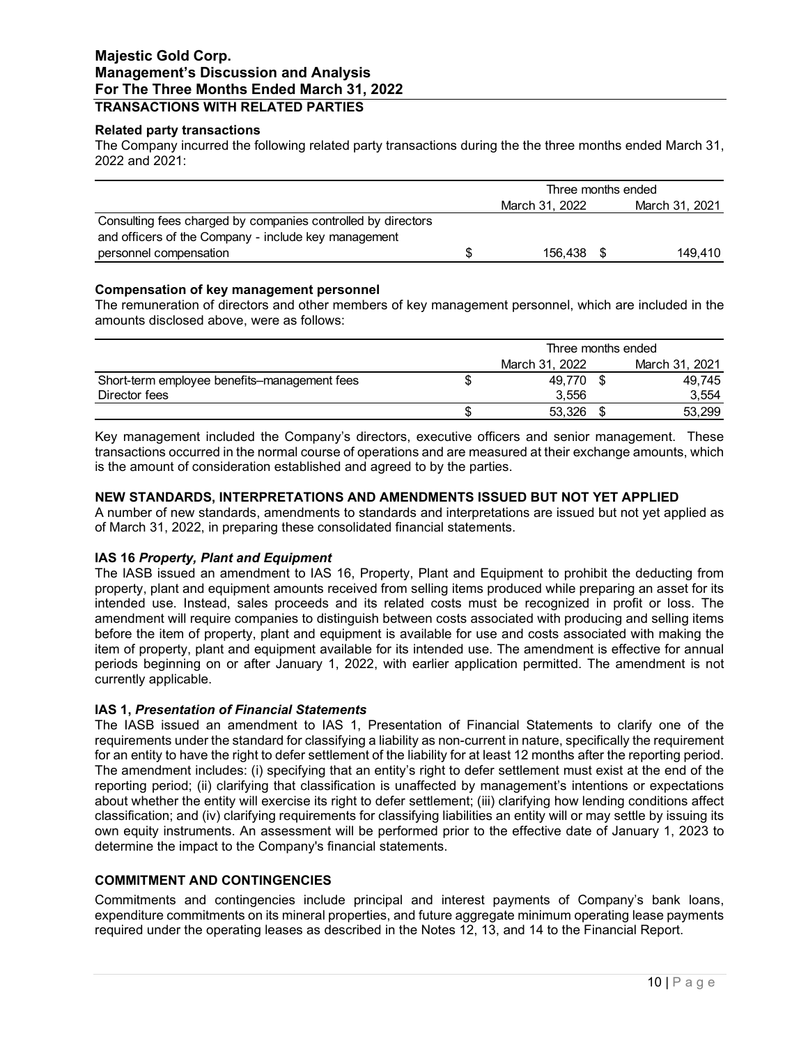## TRANSACTIONS WITH RELATED PARTIES

### Related party transactions

The Company incurred the following related party transactions during the the three months ended March 31, 2022 and 2021:

| | Three months ended | |
|---|---|---|
| | March 31, 2022 | March 31, 2021 |
| Consulting fees charged by companies controlled by directors and officers of the Company - include key management personnel compensation | $ 156,438 | $ 149,410 |

### Compensation of key management personnel

The remuneration of directors and other members of key management personnel, which are included in the amounts disclosed above, were as follows:

| | Three months ended | |
|---|---|---|
| | March 31, 2022 | March 31, 2021 |
| Short-term employee benefits–management fees | $ 49,770 | $ 49,745 |
| Director fees | 3,556 | 3,554 |
| | $ 53,326 | $ 53,299 |

Key management included the Company's directors, executive officers and senior management. These transactions occurred in the normal course of operations and are measured at their exchange amounts, which is the amount of consideration established and agreed to by the parties.

## NEW STANDARDS, INTERPRETATIONS AND AMENDMENTS ISSUED BUT NOT YET APPLIED

A number of new standards, amendments to standards and interpretations are issued but not yet applied as of March 31, 2022, in preparing these consolidated financial statements.

### IAS 16 *Property, Plant and Equipment*

The IASB issued an amendment to IAS 16, Property, Plant and Equipment to prohibit the deducting from property, plant and equipment amounts received from selling items produced while preparing an asset for its intended use. Instead, sales proceeds and its related costs must be recognized in profit or loss. The amendment will require companies to distinguish between costs associated with producing and selling items before the item of property, plant and equipment is available for use and costs associated with making the item of property, plant and equipment available for its intended use. The amendment is effective for annual periods beginning on or after January 1, 2022, with earlier application permitted. The amendment is not currently applicable.

### IAS 1, *Presentation of Financial Statements*

The IASB issued an amendment to IAS 1, Presentation of Financial Statements to clarify one of the requirements under the standard for classifying a liability as non-current in nature, specifically the requirement for an entity to have the right to defer settlement of the liability for at least 12 months after the reporting period. The amendment includes: (i) specifying that an entity's right to defer settlement must exist at the end of the reporting period; (ii) clarifying that classification is unaffected by management's intentions or expectations about whether the entity will exercise its right to defer settlement; (iii) clarifying how lending conditions affect classification; and (iv) clarifying requirements for classifying liabilities an entity will or may settle by issuing its own equity instruments. An assessment will be performed prior to the effective date of January 1, 2023 to determine the impact to the Company's financial statements.

## COMMITMENT AND CONTINGENCIES

Commitments and contingencies include principal and interest payments of Company's bank loans, expenditure commitments on its mineral properties, and future aggregate minimum operating lease payments required under the operating leases as described in the Notes 12, 13, and 14 to the Financial Report.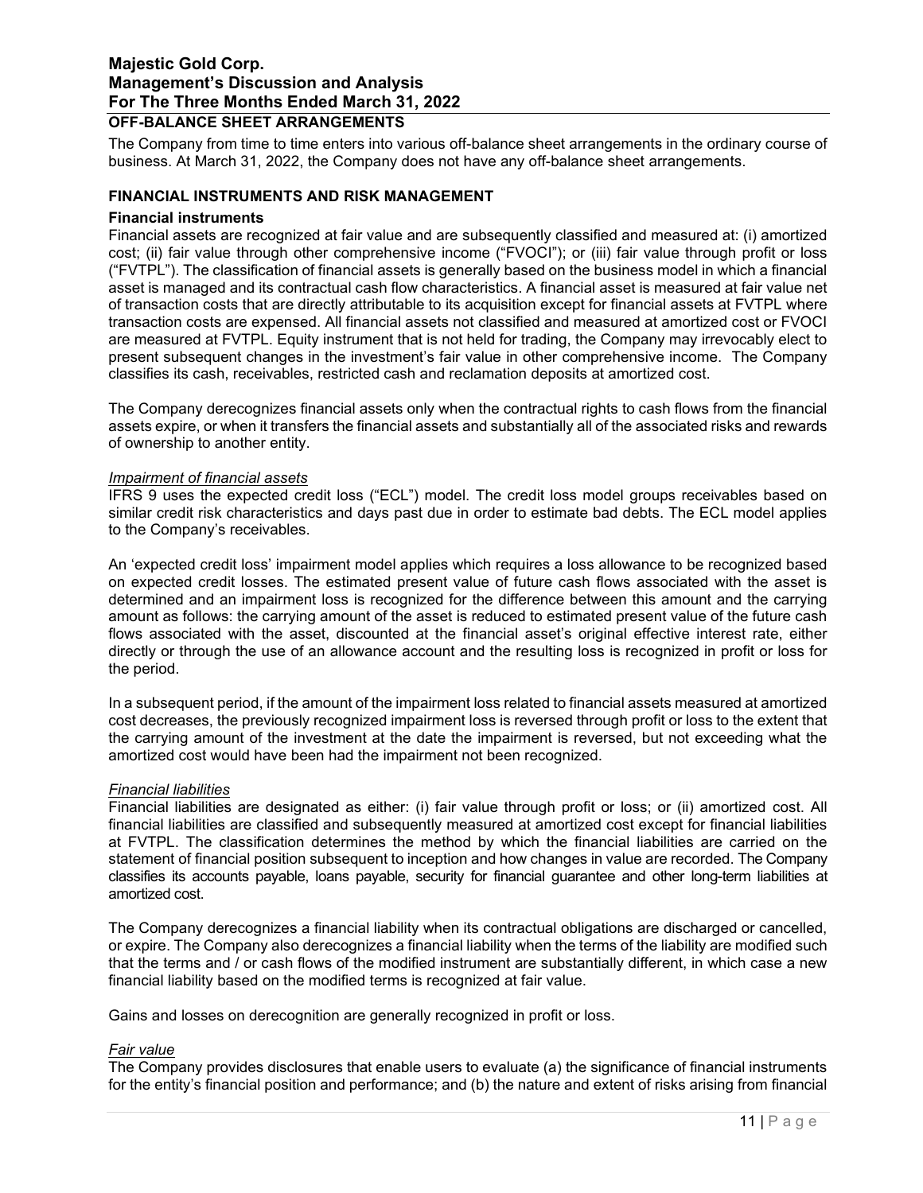## OFF-BALANCE SHEET ARRANGEMENTS

The Company from time to time enters into various off-balance sheet arrangements in the ordinary course of business. At March 31, 2022, the Company does not have any off-balance sheet arrangements.

## FINANCIAL INSTRUMENTS AND RISK MANAGEMENT

### Financial instruments

Financial assets are recognized at fair value and are subsequently classified and measured at: (i) amortized cost; (ii) fair value through other comprehensive income ("FVOCI"); or (iii) fair value through profit or loss ("FVTPL"). The classification of financial assets is generally based on the business model in which a financial asset is managed and its contractual cash flow characteristics. A financial asset is measured at fair value net of transaction costs that are directly attributable to its acquisition except for financial assets at FVTPL where transaction costs are expensed. All financial assets not classified and measured at amortized cost or FVOCI are measured at FVTPL. Equity instrument that is not held for trading, the Company may irrevocably elect to present subsequent changes in the investment's fair value in other comprehensive income. The Company classifies its cash, receivables, restricted cash and reclamation deposits at amortized cost.

The Company derecognizes financial assets only when the contractual rights to cash flows from the financial assets expire, or when it transfers the financial assets and substantially all of the associated risks and rewards of ownership to another entity.

*Impairment of financial assets*

IFRS 9 uses the expected credit loss ("ECL") model. The credit loss model groups receivables based on similar credit risk characteristics and days past due in order to estimate bad debts. The ECL model applies to the Company's receivables.

An 'expected credit loss' impairment model applies which requires a loss allowance to be recognized based on expected credit losses. The estimated present value of future cash flows associated with the asset is determined and an impairment loss is recognized for the difference between this amount and the carrying amount as follows: the carrying amount of the asset is reduced to estimated present value of the future cash flows associated with the asset, discounted at the financial asset's original effective interest rate, either directly or through the use of an allowance account and the resulting loss is recognized in profit or loss for the period.

In a subsequent period, if the amount of the impairment loss related to financial assets measured at amortized cost decreases, the previously recognized impairment loss is reversed through profit or loss to the extent that the carrying amount of the investment at the date the impairment is reversed, but not exceeding what the amortized cost would have been had the impairment not been recognized.

*Financial liabilities*

Financial liabilities are designated as either: (i) fair value through profit or loss; or (ii) amortized cost. All financial liabilities are classified and subsequently measured at amortized cost except for financial liabilities at FVTPL. The classification determines the method by which the financial liabilities are carried on the statement of financial position subsequent to inception and how changes in value are recorded. The Company classifies its accounts payable, loans payable, security for financial guarantee and other long-term liabilities at amortized cost.

The Company derecognizes a financial liability when its contractual obligations are discharged or cancelled, or expire. The Company also derecognizes a financial liability when the terms of the liability are modified such that the terms and / or cash flows of the modified instrument are substantially different, in which case a new financial liability based on the modified terms is recognized at fair value.

Gains and losses on derecognition are generally recognized in profit or loss.

*Fair value*

The Company provides disclosures that enable users to evaluate (a) the significance of financial instruments for the entity's financial position and performance; and (b) the nature and extent of risks arising from financial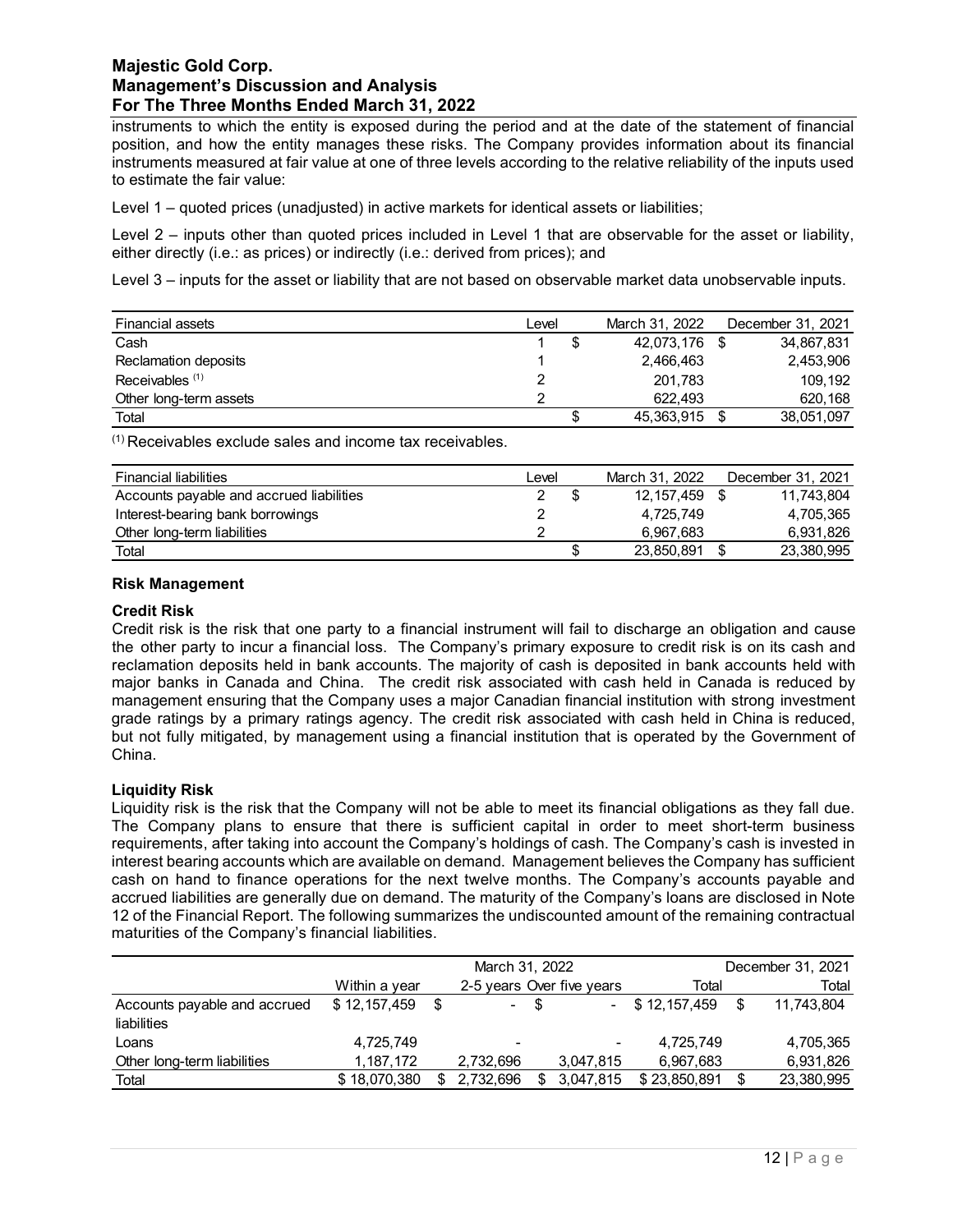instruments to which the entity is exposed during the period and at the date of the statement of financial position, and how the entity manages these risks. The Company provides information about its financial instruments measured at fair value at one of three levels according to the relative reliability of the inputs used to estimate the fair value:

Level 1 – quoted prices (unadjusted) in active markets for identical assets or liabilities;

Level 2 – inputs other than quoted prices included in Level 1 that are observable for the asset or liability, either directly (i.e.: as prices) or indirectly (i.e.: derived from prices); and

Level 3 – inputs for the asset or liability that are not based on observable market data unobservable inputs.

| Financial assets | Level | March 31, 2022 | December 31, 2021 |
|---|---|---|---|
| Cash | 1 | $ 42,073,176 | $ 34,867,831 |
| Reclamation deposits | 1 | 2,466,463 | 2,453,906 |
| Receivables [1] | 2 | 201,783 | 109,192 |
| Other long-term assets | 2 | 622,493 | 620,168 |
| Total | | $ 45,363,915 | $ 38,051,097 |

[1] Receivables exclude sales and income tax receivables.

| Financial liabilities | Level | March 31, 2022 | December 31, 2021 |
|---|---|---|---|
| Accounts payable and accrued liabilities | 2 | $ 12,157,459 | $ 11,743,804 |
| Interest-bearing bank borrowings | 2 | 4,725,749 | 4,705,365 |
| Other long-term liabilities | 2 | 6,967,683 | 6,931,826 |
| Total | | $ 23,850,891 | $ 23,380,995 |

## Risk Management

### Credit Risk

Credit risk is the risk that one party to a financial instrument will fail to discharge an obligation and cause the other party to incur a financial loss. The Company's primary exposure to credit risk is on its cash and reclamation deposits held in bank accounts. The majority of cash is deposited in bank accounts held with major banks in Canada and China. The credit risk associated with cash held in Canada is reduced by management ensuring that the Company uses a major Canadian financial institution with strong investment grade ratings by a primary ratings agency. The credit risk associated with cash held in China is reduced, but not fully mitigated, by management using a financial institution that is operated by the Government of China.

### Liquidity Risk

Liquidity risk is the risk that the Company will not be able to meet its financial obligations as they fall due. The Company plans to ensure that there is sufficient capital in order to meet short-term business requirements, after taking into account the Company's holdings of cash. The Company's cash is invested in interest bearing accounts which are available on demand. Management believes the Company has sufficient cash on hand to finance operations for the next twelve months. The Company's accounts payable and accrued liabilities are generally due on demand. The maturity of the Company's loans are disclosed in Note 12 of the Financial Report. The following summarizes the undiscounted amount of the remaining contractual maturities of the Company's financial liabilities.

| | March 31, 2022 | | | | December 31, 2021 |
|---|---|---|---|---|---|
| | Within a year | 2-5 years | Over five years | Total | Total |
| Accounts payable and accrued liabilities | $ 12,157,459 | $ - | $ - | $ 12,157,459 | $ 11,743,804 |
| Loans | 4,725,749 | - | - | 4,725,749 | 4,705,365 |
| Other long-term liabilities | 1,187,172 | 2,732,696 | 3,047,815 | 6,967,683 | 6,931,826 |
| Total | $ 18,070,380 | $ 2,732,696 | $ 3,047,815 | $ 23,850,891 | $ 23,380,995 |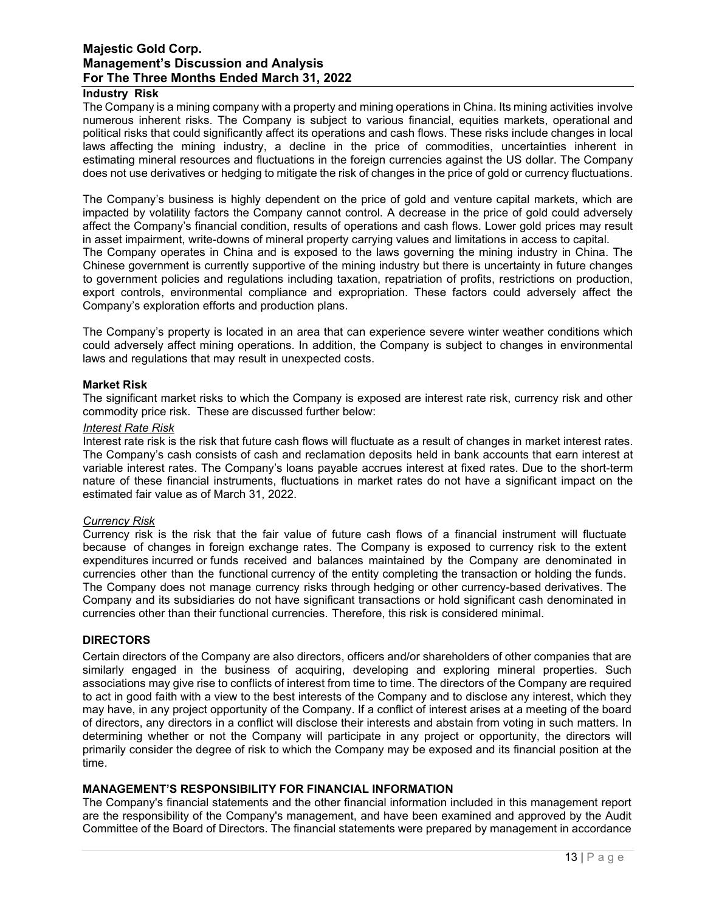## Industry Risk

The Company is a mining company with a property and mining operations in China. Its mining activities involve numerous inherent risks. The Company is subject to various financial, equities markets, operational and political risks that could significantly affect its operations and cash flows. These risks include changes in local laws affecting the mining industry, a decline in the price of commodities, uncertainties inherent in estimating mineral resources and fluctuations in the foreign currencies against the US dollar. The Company does not use derivatives or hedging to mitigate the risk of changes in the price of gold or currency fluctuations.

The Company's business is highly dependent on the price of gold and venture capital markets, which are impacted by volatility factors the Company cannot control. A decrease in the price of gold could adversely affect the Company's financial condition, results of operations and cash flows. Lower gold prices may result in asset impairment, write-downs of mineral property carrying values and limitations in access to capital. The Company operates in China and is exposed to the laws governing the mining industry in China. The Chinese government is currently supportive of the mining industry but there is uncertainty in future changes to government policies and regulations including taxation, repatriation of profits, restrictions on production, export controls, environmental compliance and expropriation. These factors could adversely affect the Company's exploration efforts and production plans.

The Company's property is located in an area that can experience severe winter weather conditions which could adversely affect mining operations. In addition, the Company is subject to changes in environmental laws and regulations that may result in unexpected costs.

## Market Risk

The significant market risks to which the Company is exposed are interest rate risk, currency risk and other commodity price risk. These are discussed further below:

### *Interest Rate Risk*

Interest rate risk is the risk that future cash flows will fluctuate as a result of changes in market interest rates. The Company's cash consists of cash and reclamation deposits held in bank accounts that earn interest at variable interest rates. The Company's loans payable accrues interest at fixed rates. Due to the short-term nature of these financial instruments, fluctuations in market rates do not have a significant impact on the estimated fair value as of March 31, 2022.

### *Currency Risk*

Currency risk is the risk that the fair value of future cash flows of a financial instrument will fluctuate because of changes in foreign exchange rates. The Company is exposed to currency risk to the extent expenditures incurred or funds received and balances maintained by the Company are denominated in currencies other than the functional currency of the entity completing the transaction or holding the funds. The Company does not manage currency risks through hedging or other currency-based derivatives. The Company and its subsidiaries do not have significant transactions or hold significant cash denominated in currencies other than their functional currencies. Therefore, this risk is considered minimal.

## DIRECTORS

Certain directors of the Company are also directors, officers and/or shareholders of other companies that are similarly engaged in the business of acquiring, developing and exploring mineral properties. Such associations may give rise to conflicts of interest from time to time. The directors of the Company are required to act in good faith with a view to the best interests of the Company and to disclose any interest, which they may have, in any project opportunity of the Company. If a conflict of interest arises at a meeting of the board of directors, any directors in a conflict will disclose their interests and abstain from voting in such matters. In determining whether or not the Company will participate in any project or opportunity, the directors will primarily consider the degree of risk to which the Company may be exposed and its financial position at the time.

## MANAGEMENT'S RESPONSIBILITY FOR FINANCIAL INFORMATION

The Company's financial statements and the other financial information included in this management report are the responsibility of the Company's management, and have been examined and approved by the Audit Committee of the Board of Directors. The financial statements were prepared by management in accordance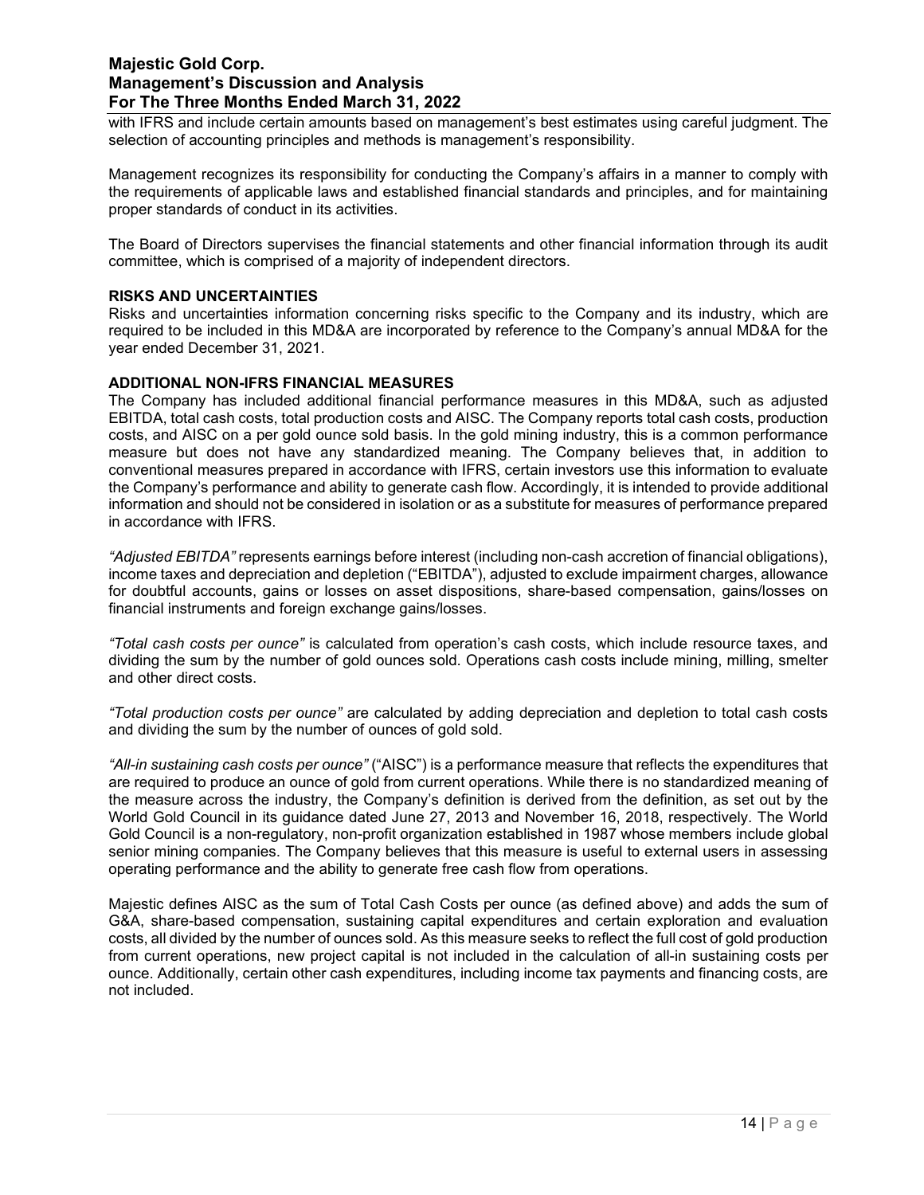with IFRS and include certain amounts based on management's best estimates using careful judgment. The selection of accounting principles and methods is management's responsibility.

Management recognizes its responsibility for conducting the Company's affairs in a manner to comply with the requirements of applicable laws and established financial standards and principles, and for maintaining proper standards of conduct in its activities.

The Board of Directors supervises the financial statements and other financial information through its audit committee, which is comprised of a majority of independent directors.

## RISKS AND UNCERTAINTIES

Risks and uncertainties information concerning risks specific to the Company and its industry, which are required to be included in this MD&A are incorporated by reference to the Company's annual MD&A for the year ended December 31, 2021.

## ADDITIONAL NON-IFRS FINANCIAL MEASURES

The Company has included additional financial performance measures in this MD&A, such as adjusted EBITDA, total cash costs, total production costs and AISC. The Company reports total cash costs, production costs, and AISC on a per gold ounce sold basis. In the gold mining industry, this is a common performance measure but does not have any standardized meaning. The Company believes that, in addition to conventional measures prepared in accordance with IFRS, certain investors use this information to evaluate the Company's performance and ability to generate cash flow. Accordingly, it is intended to provide additional information and should not be considered in isolation or as a substitute for measures of performance prepared in accordance with IFRS.

*"Adjusted EBITDA"* represents earnings before interest (including non-cash accretion of financial obligations), income taxes and depreciation and depletion ("EBITDA"), adjusted to exclude impairment charges, allowance for doubtful accounts, gains or losses on asset dispositions, share-based compensation, gains/losses on financial instruments and foreign exchange gains/losses.

*"Total cash costs per ounce"* is calculated from operation's cash costs, which include resource taxes, and dividing the sum by the number of gold ounces sold. Operations cash costs include mining, milling, smelter and other direct costs.

*"Total production costs per ounce"* are calculated by adding depreciation and depletion to total cash costs and dividing the sum by the number of ounces of gold sold.

*"All-in sustaining cash costs per ounce"* ("AISC") is a performance measure that reflects the expenditures that are required to produce an ounce of gold from current operations. While there is no standardized meaning of the measure across the industry, the Company's definition is derived from the definition, as set out by the World Gold Council in its guidance dated June 27, 2013 and November 16, 2018, respectively. The World Gold Council is a non-regulatory, non-profit organization established in 1987 whose members include global senior mining companies. The Company believes that this measure is useful to external users in assessing operating performance and the ability to generate free cash flow from operations.

Majestic defines AISC as the sum of Total Cash Costs per ounce (as defined above) and adds the sum of G&A, share-based compensation, sustaining capital expenditures and certain exploration and evaluation costs, all divided by the number of ounces sold. As this measure seeks to reflect the full cost of gold production from current operations, new project capital is not included in the calculation of all-in sustaining costs per ounce. Additionally, certain other cash expenditures, including income tax payments and financing costs, are not included.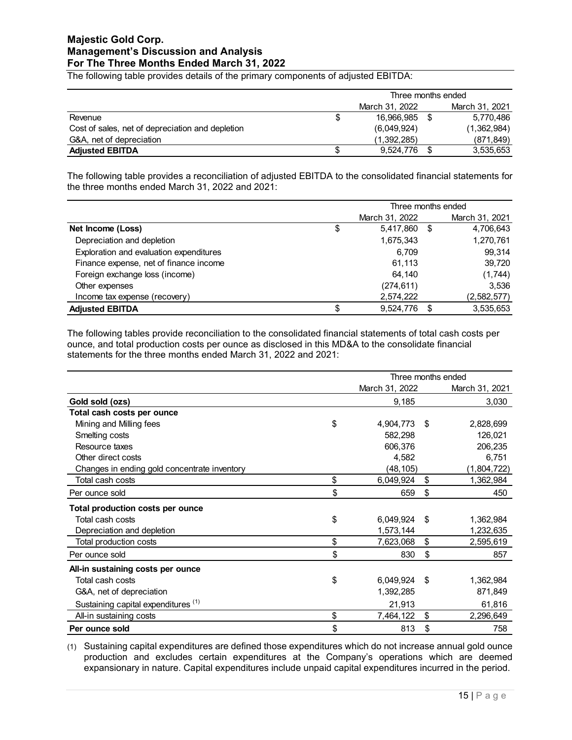The following table provides details of the primary components of adjusted EBITDA:

| | Three months ended | |
|---|---|---|
| | March 31, 2022 | March 31, 2021 |
| Revenue | $ 16,966,985 | $ 5,770,486 |
| Cost of sales, net of depreciation and depletion | (6,049,924) | (1,362,984) |
| G&A, net of depreciation | (1,392,285) | (871,849) |
| **Adjusted EBITDA** | $ 9,524,776 | $ 3,535,653 |

The following table provides a reconciliation of adjusted EBITDA to the consolidated financial statements for the three months ended March 31, 2022 and 2021:

| | Three months ended | |
|---|---|---|
| | March 31, 2022 | March 31, 2021 |
| **Net Income (Loss)** | $ 5,417,860 | $ 4,706,643 |
| Depreciation and depletion | 1,675,343 | 1,270,761 |
| Exploration and evaluation expenditures | 6,709 | 99,314 |
| Finance expense, net of finance income | 61,113 | 39,720 |
| Foreign exchange loss (income) | 64,140 | (1,744) |
| Other expenses | (274,611) | 3,536 |
| Income tax expense (recovery) | 2,574,222 | (2,582,577) |
| **Adjusted EBITDA** | $ 9,524,776 | $ 3,535,653 |

The following tables provide reconciliation to the consolidated financial statements of total cash costs per ounce, and total production costs per ounce as disclosed in this MD&A to the consolidate financial statements for the three months ended March 31, 2022 and 2021:

| | Three months ended | |
|---|---|---|
| | March 31, 2022 | March 31, 2021 |
| **Gold sold (ozs)** | 9,185 | 3,030 |
| **Total cash costs per ounce** | | |
| Mining and Milling fees | $ 4,904,773 | $ 2,828,699 |
| Smelting costs | 582,298 | 126,021 |
| Resource taxes | 606,376 | 206,235 |
| Other direct costs | 4,582 | 6,751 |
| Changes in ending gold concentrate inventory | (48,105) | (1,804,722) |
| Total cash costs | $ 6,049,924 | $ 1,362,984 |
| Per ounce sold | $ 659 | $ 450 |
| **Total production costs per ounce** | | |
| Total cash costs | $ 6,049,924 | $ 1,362,984 |
| Depreciation and depletion | 1,573,144 | 1,232,635 |
| Total production costs | $ 7,623,068 | $ 2,595,619 |
| Per ounce sold | $ 830 | $ 857 |
| **All-in sustaining costs per ounce** | | |
| Total cash costs | $ 6,049,924 | $ 1,362,984 |
| G&A, net of depreciation | 1,392,285 | 871,849 |
| Sustaining capital expenditures [(1)] | 21,913 | 61,816 |
| All-in sustaining costs | $ 7,464,122 | $ 2,296,649 |
| **Per ounce sold** | $ 813 | $ 758 |

(1) Sustaining capital expenditures are defined those expenditures which do not increase annual gold ounce production and excludes certain expenditures at the Company's operations which are deemed expansionary in nature. Capital expenditures include unpaid capital expenditures incurred in the period.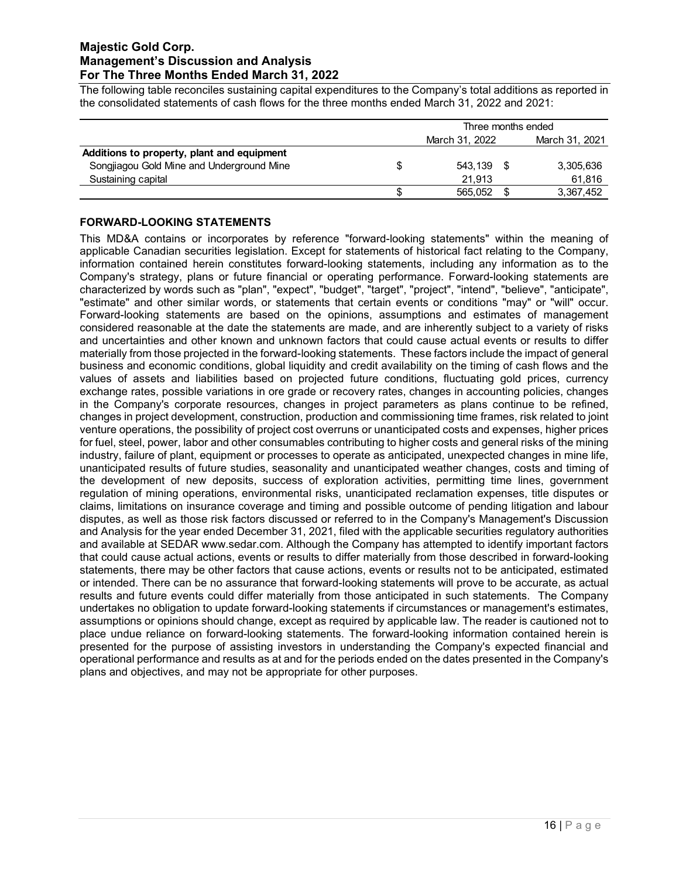The following table reconciles sustaining capital expenditures to the Company's total additions as reported in the consolidated statements of cash flows for the three months ended March 31, 2022 and 2021:

| | Three months ended | |
|---|---|---|
| | March 31, 2022 | March 31, 2021 |
| **Additions to property, plant and equipment** | | |
| Songjiagou Gold Mine and Underground Mine | $ 543,139 | $ 3,305,636 |
| Sustaining capital | 21,913 | 61,816 |
| | $ 565,052 | $ 3,367,452 |

## FORWARD-LOOKING STATEMENTS

This MD&A contains or incorporates by reference "forward-looking statements" within the meaning of applicable Canadian securities legislation. Except for statements of historical fact relating to the Company, information contained herein constitutes forward-looking statements, including any information as to the Company's strategy, plans or future financial or operating performance. Forward-looking statements are characterized by words such as "plan", "expect", "budget", "target", "project", "intend", "believe", "anticipate", "estimate" and other similar words, or statements that certain events or conditions "may" or "will" occur. Forward-looking statements are based on the opinions, assumptions and estimates of management considered reasonable at the date the statements are made, and are inherently subject to a variety of risks and uncertainties and other known and unknown factors that could cause actual events or results to differ materially from those projected in the forward-looking statements. These factors include the impact of general business and economic conditions, global liquidity and credit availability on the timing of cash flows and the values of assets and liabilities based on projected future conditions, fluctuating gold prices, currency exchange rates, possible variations in ore grade or recovery rates, changes in accounting policies, changes in the Company's corporate resources, changes in project parameters as plans continue to be refined, changes in project development, construction, production and commissioning time frames, risk related to joint venture operations, the possibility of project cost overruns or unanticipated costs and expenses, higher prices for fuel, steel, power, labor and other consumables contributing to higher costs and general risks of the mining industry, failure of plant, equipment or processes to operate as anticipated, unexpected changes in mine life, unanticipated results of future studies, seasonality and unanticipated weather changes, costs and timing of the development of new deposits, success of exploration activities, permitting time lines, government regulation of mining operations, environmental risks, unanticipated reclamation expenses, title disputes or claims, limitations on insurance coverage and timing and possible outcome of pending litigation and labour disputes, as well as those risk factors discussed or referred to in the Company's Management's Discussion and Analysis for the year ended December 31, 2021, filed with the applicable securities regulatory authorities and available at SEDAR www.sedar.com. Although the Company has attempted to identify important factors that could cause actual actions, events or results to differ materially from those described in forward-looking statements, there may be other factors that cause actions, events or results not to be anticipated, estimated or intended. There can be no assurance that forward-looking statements will prove to be accurate, as actual results and future events could differ materially from those anticipated in such statements. The Company undertakes no obligation to update forward-looking statements if circumstances or management's estimates, assumptions or opinions should change, except as required by applicable law. The reader is cautioned not to place undue reliance on forward-looking statements. The forward-looking information contained herein is presented for the purpose of assisting investors in understanding the Company's expected financial and operational performance and results as at and for the periods ended on the dates presented in the Company's plans and objectives, and may not be appropriate for other purposes.